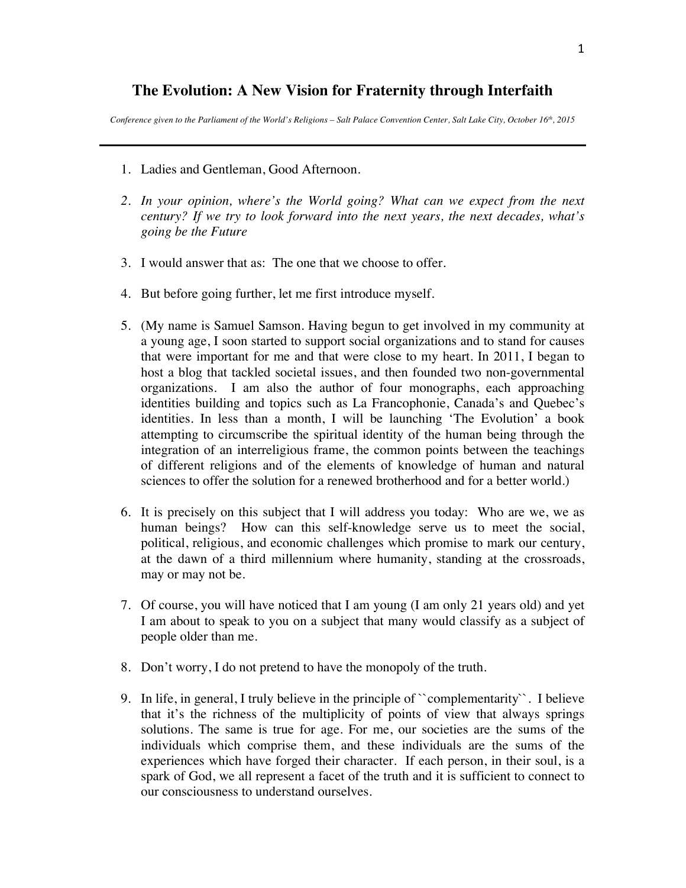# The Evolution: A New Vision for Fraternity through Interfaith

*Conference given to the Parliament of the World's Religions – Salt Palace Convention Center, Salt Lake City, October 16th, 2015*

---

1. Ladies and Gentleman, Good Afternoon.

2. *In your opinion, where's the World going? What can we expect from the next century? If we try to look forward into the next years, the next decades, what's going be the Future*

3. I would answer that as: The one that we choose to offer.

4. But before going further, let me first introduce myself.

5. (My name is Samuel Samson. Having begun to get involved in my community at a young age, I soon started to support social organizations and to stand for causes that were important for me and that were close to my heart. In 2011, I began to host a blog that tackled societal issues, and then founded two non-governmental organizations. I am also the author of four monographs, each approaching identities building and topics such as La Francophonie, Canada's and Quebec's identities. In less than a month, I will be launching 'The Evolution' a book attempting to circumscribe the spiritual identity of the human being through the integration of an interreligious frame, the common points between the teachings of different religions and of the elements of knowledge of human and natural sciences to offer the solution for a renewed brotherhood and for a better world.)

6. It is precisely on this subject that I will address you today: Who are we, we as human beings? How can this self-knowledge serve us to meet the social, political, religious, and economic challenges which promise to mark our century, at the dawn of a third millennium where humanity, standing at the crossroads, may or may not be.

7. Of course, you will have noticed that I am young (I am only 21 years old) and yet I am about to speak to you on a subject that many would classify as a subject of people older than me.

8. Don't worry, I do not pretend to have the monopoly of the truth.

9. In life, in general, I truly believe in the principle of ``complementarity``. I believe that it's the richness of the multiplicity of points of view that always springs solutions. The same is true for age. For me, our societies are the sums of the individuals which comprise them, and these individuals are the sums of the experiences which have forged their character. If each person, in their soul, is a spark of God, we all represent a facet of the truth and it is sufficient to connect to our consciousness to understand ourselves.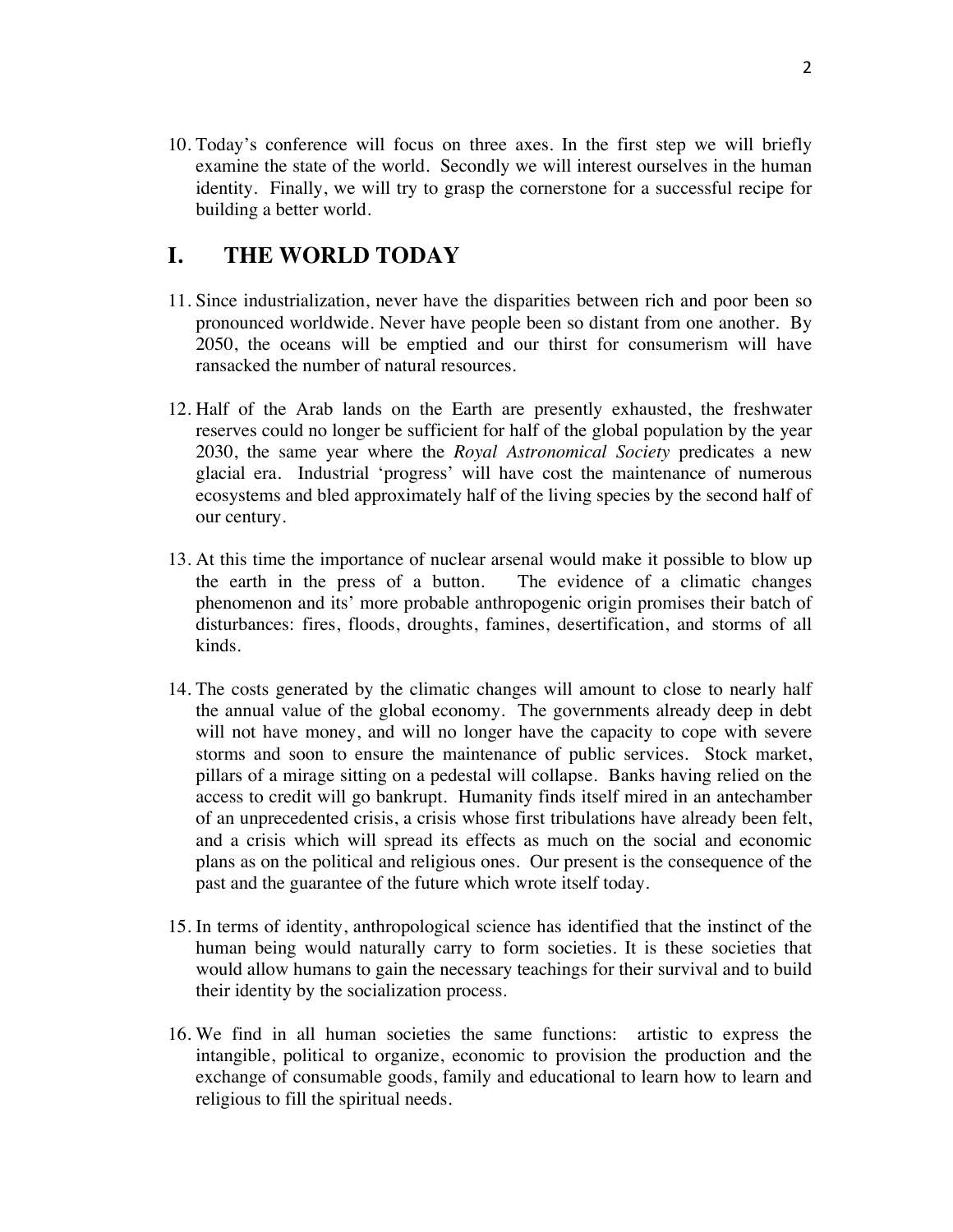10. Today's conference will focus on three axes. In the first step we will briefly examine the state of the world. Secondly we will interest ourselves in the human identity. Finally, we will try to grasp the cornerstone for a successful recipe for building a better world.

## I. THE WORLD TODAY

11. Since industrialization, never have the disparities between rich and poor been so pronounced worldwide. Never have people been so distant from one another. By 2050, the oceans will be emptied and our thirst for consumerism will have ransacked the number of natural resources.

12. Half of the Arab lands on the Earth are presently exhausted, the freshwater reserves could no longer be sufficient for half of the global population by the year 2030, the same year where the *Royal Astronomical Society* predicates a new glacial era. Industrial 'progress' will have cost the maintenance of numerous ecosystems and bled approximately half of the living species by the second half of our century.

13. At this time the importance of nuclear arsenal would make it possible to blow up the earth in the press of a button. The evidence of a climatic changes phenomenon and its' more probable anthropogenic origin promises their batch of disturbances: fires, floods, droughts, famines, desertification, and storms of all kinds.

14. The costs generated by the climatic changes will amount to close to nearly half the annual value of the global economy. The governments already deep in debt will not have money, and will no longer have the capacity to cope with severe storms and soon to ensure the maintenance of public services. Stock market, pillars of a mirage sitting on a pedestal will collapse. Banks having relied on the access to credit will go bankrupt. Humanity finds itself mired in an antechamber of an unprecedented crisis, a crisis whose first tribulations have already been felt, and a crisis which will spread its effects as much on the social and economic plans as on the political and religious ones. Our present is the consequence of the past and the guarantee of the future which wrote itself today.

15. In terms of identity, anthropological science has identified that the instinct of the human being would naturally carry to form societies. It is these societies that would allow humans to gain the necessary teachings for their survival and to build their identity by the socialization process.

16. We find in all human societies the same functions: artistic to express the intangible, political to organize, economic to provision the production and the exchange of consumable goods, family and educational to learn how to learn and religious to fill the spiritual needs.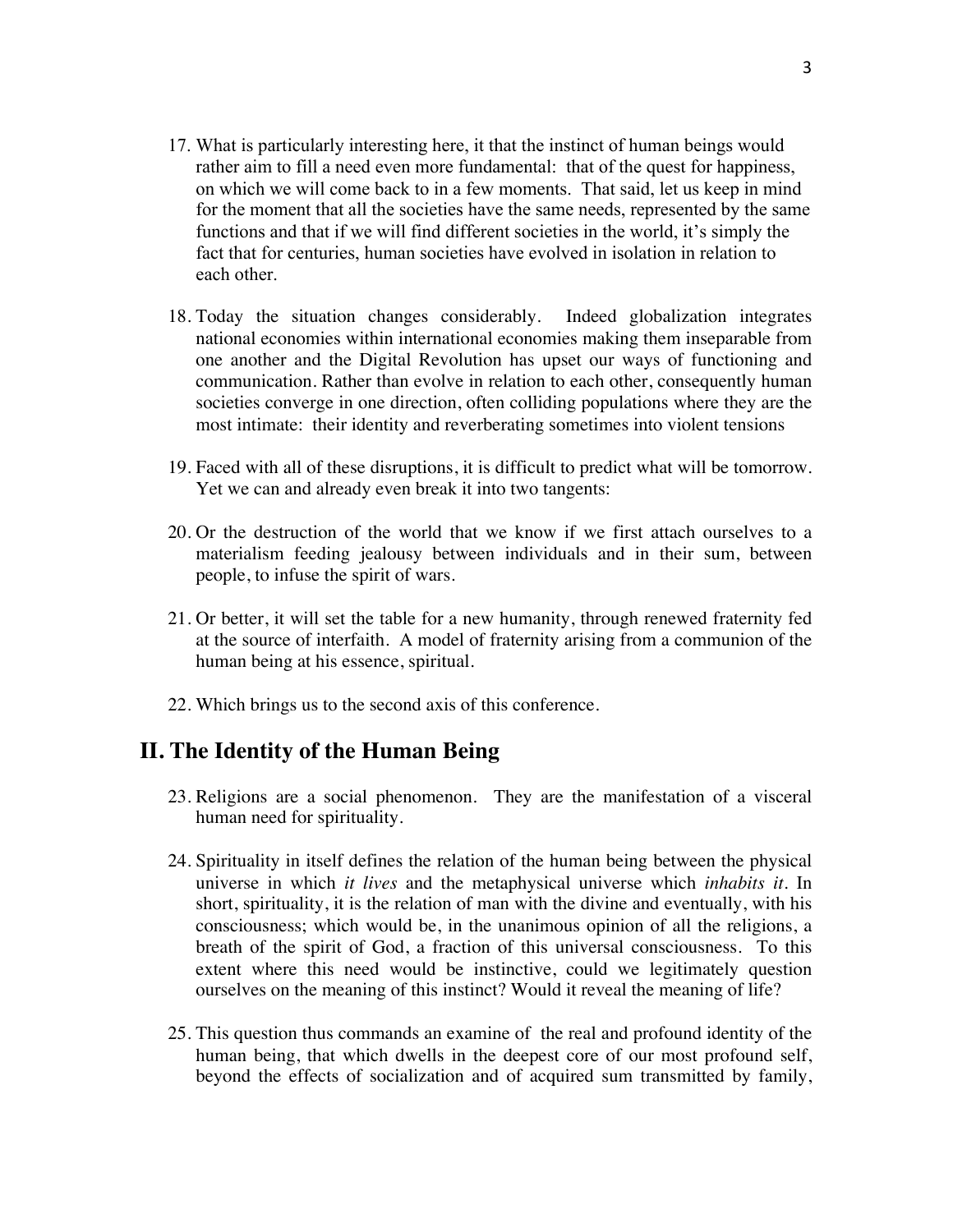17. What is particularly interesting here, it that the instinct of human beings would rather aim to fill a need even more fundamental: that of the quest for happiness, on which we will come back to in a few moments. That said, let us keep in mind for the moment that all the societies have the same needs, represented by the same functions and that if we will find different societies in the world, it's simply the fact that for centuries, human societies have evolved in isolation in relation to each other.

18. Today the situation changes considerably. Indeed globalization integrates national economies within international economies making them inseparable from one another and the Digital Revolution has upset our ways of functioning and communication. Rather than evolve in relation to each other, consequently human societies converge in one direction, often colliding populations where they are the most intimate: their identity and reverberating sometimes into violent tensions

19. Faced with all of these disruptions, it is difficult to predict what will be tomorrow. Yet we can and already even break it into two tangents:

20. Or the destruction of the world that we know if we first attach ourselves to a materialism feeding jealousy between individuals and in their sum, between people, to infuse the spirit of wars.

21. Or better, it will set the table for a new humanity, through renewed fraternity fed at the source of interfaith. A model of fraternity arising from a communion of the human being at his essence, spiritual.

22. Which brings us to the second axis of this conference.

## II. The Identity of the Human Being

23. Religions are a social phenomenon. They are the manifestation of a visceral human need for spirituality.

24. Spirituality in itself defines the relation of the human being between the physical universe in which *it lives* and the metaphysical universe which *inhabits it*. In short, spirituality, it is the relation of man with the divine and eventually, with his consciousness; which would be, in the unanimous opinion of all the religions, a breath of the spirit of God, a fraction of this universal consciousness. To this extent where this need would be instinctive, could we legitimately question ourselves on the meaning of this instinct? Would it reveal the meaning of life?

25. This question thus commands an examine of the real and profound identity of the human being, that which dwells in the deepest core of our most profound self, beyond the effects of socialization and of acquired sum transmitted by family,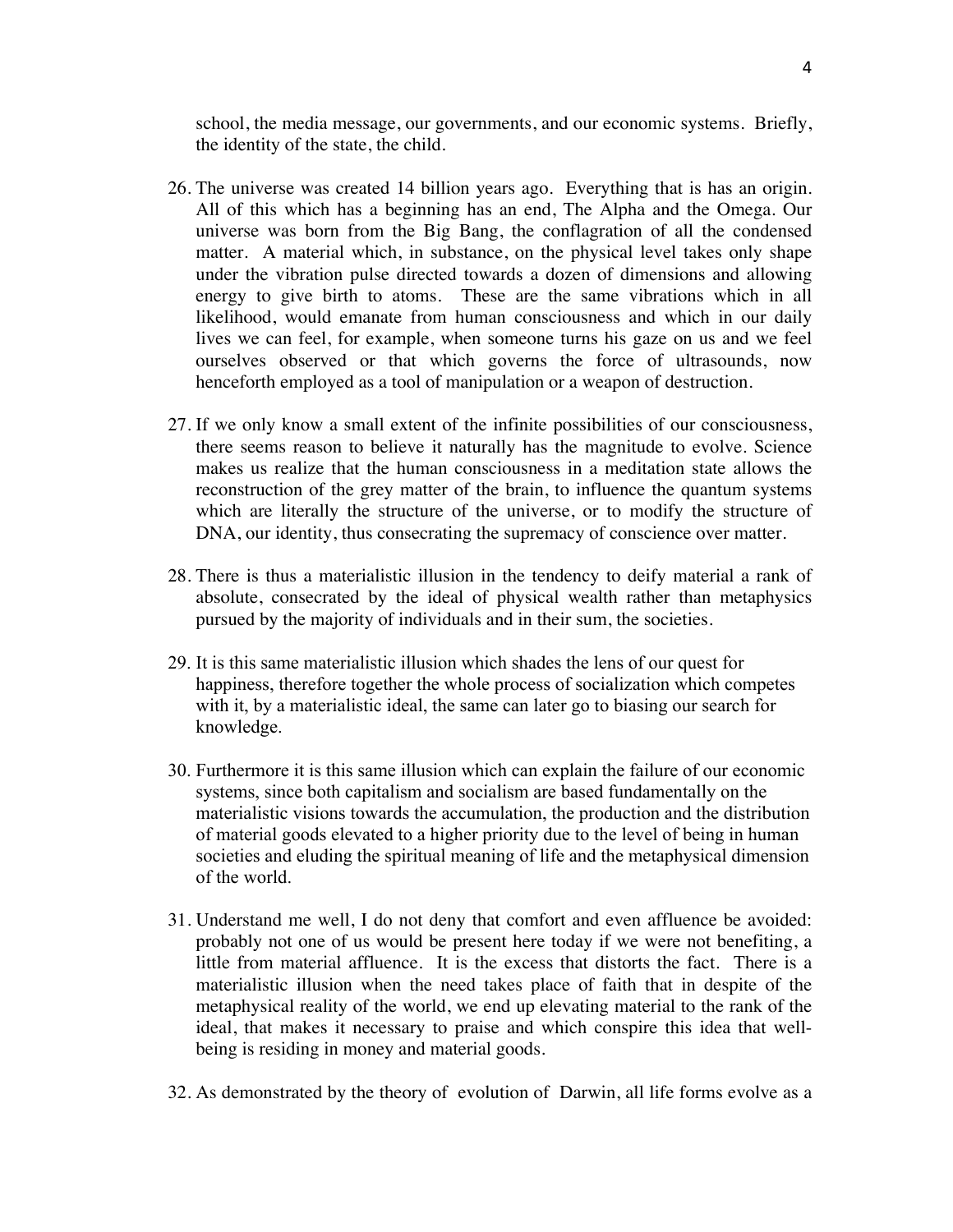school, the media message, our governments, and our economic systems. Briefly, the identity of the state, the child.

26. The universe was created 14 billion years ago. Everything that is has an origin. All of this which has a beginning has an end, The Alpha and the Omega. Our universe was born from the Big Bang, the conflagration of all the condensed matter. A material which, in substance, on the physical level takes only shape under the vibration pulse directed towards a dozen of dimensions and allowing energy to give birth to atoms. These are the same vibrations which in all likelihood, would emanate from human consciousness and which in our daily lives we can feel, for example, when someone turns his gaze on us and we feel ourselves observed or that which governs the force of ultrasounds, now henceforth employed as a tool of manipulation or a weapon of destruction.

27. If we only know a small extent of the infinite possibilities of our consciousness, there seems reason to believe it naturally has the magnitude to evolve. Science makes us realize that the human consciousness in a meditation state allows the reconstruction of the grey matter of the brain, to influence the quantum systems which are literally the structure of the universe, or to modify the structure of DNA, our identity, thus consecrating the supremacy of conscience over matter.

28. There is thus a materialistic illusion in the tendency to deify material a rank of absolute, consecrated by the ideal of physical wealth rather than metaphysics pursued by the majority of individuals and in their sum, the societies.

29. It is this same materialistic illusion which shades the lens of our quest for happiness, therefore together the whole process of socialization which competes with it, by a materialistic ideal, the same can later go to biasing our search for knowledge.

30. Furthermore it is this same illusion which can explain the failure of our economic systems, since both capitalism and socialism are based fundamentally on the materialistic visions towards the accumulation, the production and the distribution of material goods elevated to a higher priority due to the level of being in human societies and eluding the spiritual meaning of life and the metaphysical dimension of the world.

31. Understand me well, I do not deny that comfort and even affluence be avoided: probably not one of us would be present here today if we were not benefiting, a little from material affluence. It is the excess that distorts the fact. There is a materialistic illusion when the need takes place of faith that in despite of the metaphysical reality of the world, we end up elevating material to the rank of the ideal, that makes it necessary to praise and which conspire this idea that well-being is residing in money and material goods.

32. As demonstrated by the theory of evolution of Darwin, all life forms evolve as a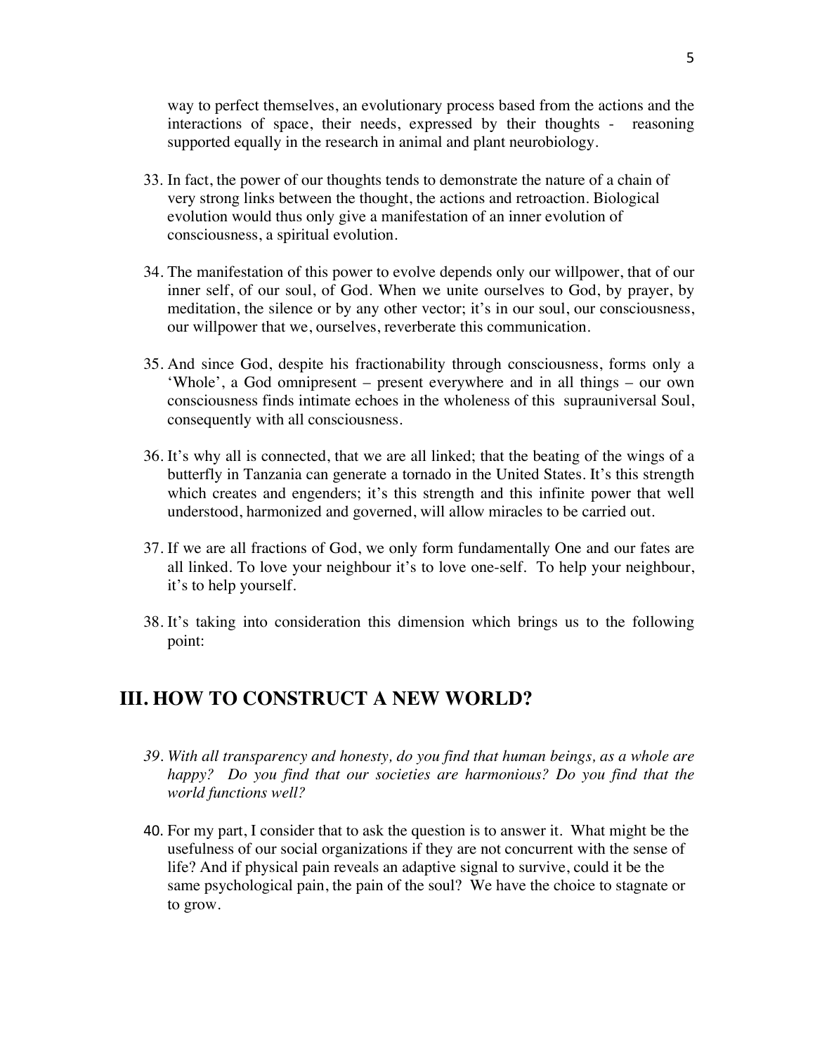way to perfect themselves, an evolutionary process based from the actions and the interactions of space, their needs, expressed by their thoughts - reasoning supported equally in the research in animal and plant neurobiology.

33. In fact, the power of our thoughts tends to demonstrate the nature of a chain of very strong links between the thought, the actions and retroaction. Biological evolution would thus only give a manifestation of an inner evolution of consciousness, a spiritual evolution.

34. The manifestation of this power to evolve depends only our willpower, that of our inner self, of our soul, of God. When we unite ourselves to God, by prayer, by meditation, the silence or by any other vector; it's in our soul, our consciousness, our willpower that we, ourselves, reverberate this communication.

35. And since God, despite his fractionability through consciousness, forms only a 'Whole', a God omnipresent – present everywhere and in all things – our own consciousness finds intimate echoes in the wholeness of this suprauniversal Soul, consequently with all consciousness.

36. It's why all is connected, that we are all linked; that the beating of the wings of a butterfly in Tanzania can generate a tornado in the United States. It's this strength which creates and engenders; it's this strength and this infinite power that well understood, harmonized and governed, will allow miracles to be carried out.

37. If we are all fractions of God, we only form fundamentally One and our fates are all linked. To love your neighbour it's to love one-self. To help your neighbour, it's to help yourself.

38. It's taking into consideration this dimension which brings us to the following point:

## III. HOW TO CONSTRUCT A NEW WORLD?

39. *With all transparency and honesty, do you find that human beings, as a whole are happy? Do you find that our societies are harmonious? Do you find that the world functions well?*

40. For my part, I consider that to ask the question is to answer it. What might be the usefulness of our social organizations if they are not concurrent with the sense of life? And if physical pain reveals an adaptive signal to survive, could it be the same psychological pain, the pain of the soul? We have the choice to stagnate or to grow.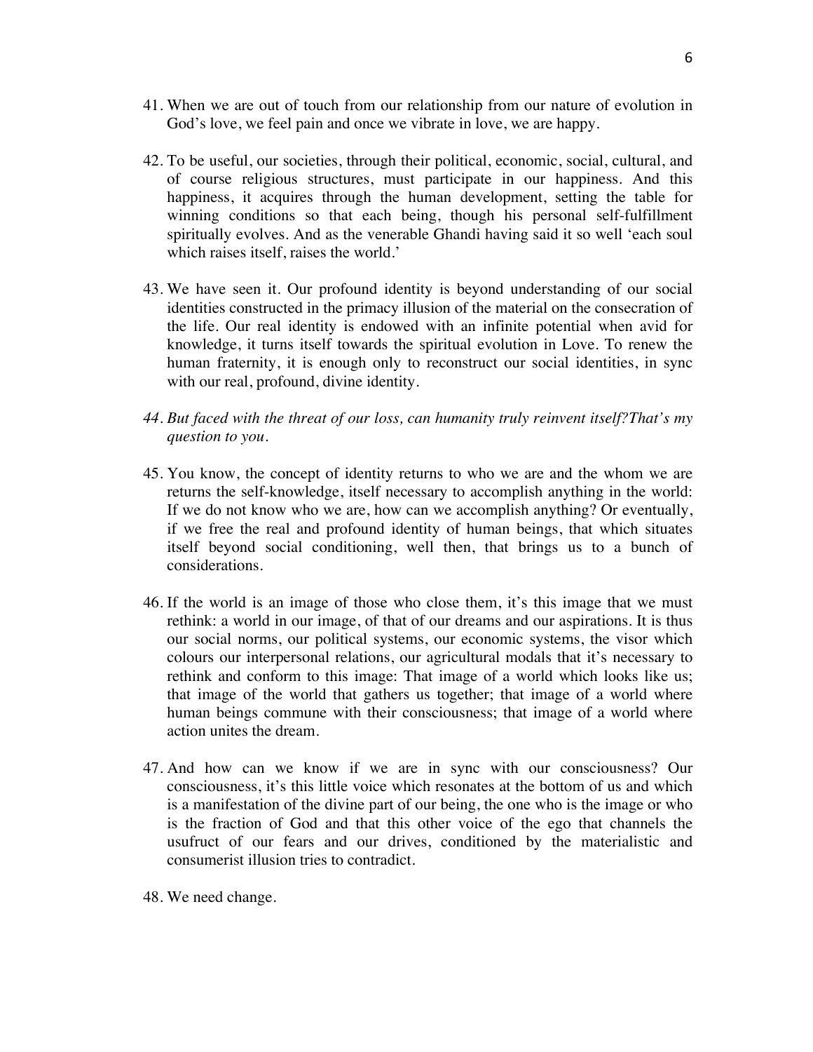41. When we are out of touch from our relationship from our nature of evolution in God's love, we feel pain and once we vibrate in love, we are happy.

42. To be useful, our societies, through their political, economic, social, cultural, and of course religious structures, must participate in our happiness. And this happiness, it acquires through the human development, setting the table for winning conditions so that each being, though his personal self-fulfillment spiritually evolves. And as the venerable Ghandi having said it so well 'each soul which raises itself, raises the world.'

43. We have seen it. Our profound identity is beyond understanding of our social identities constructed in the primacy illusion of the material on the consecration of the life. Our real identity is endowed with an infinite potential when avid for knowledge, it turns itself towards the spiritual evolution in Love. To renew the human fraternity, it is enough only to reconstruct our social identities, in sync with our real, profound, divine identity.

44. *But faced with the threat of our loss, can humanity truly reinvent itself?That's my question to you.*

45. You know, the concept of identity returns to who we are and the whom we are returns the self-knowledge, itself necessary to accomplish anything in the world: If we do not know who we are, how can we accomplish anything? Or eventually, if we free the real and profound identity of human beings, that which situates itself beyond social conditioning, well then, that brings us to a bunch of considerations.

46. If the world is an image of those who close them, it's this image that we must rethink: a world in our image, of that of our dreams and our aspirations. It is thus our social norms, our political systems, our economic systems, the visor which colours our interpersonal relations, our agricultural modals that it's necessary to rethink and conform to this image: That image of a world which looks like us; that image of the world that gathers us together; that image of a world where human beings commune with their consciousness; that image of a world where action unites the dream.

47. And how can we know if we are in sync with our consciousness? Our consciousness, it's this little voice which resonates at the bottom of us and which is a manifestation of the divine part of our being, the one who is the image or who is the fraction of God and that this other voice of the ego that channels the usufruct of our fears and our drives, conditioned by the materialistic and consumerist illusion tries to contradict.

48. We need change.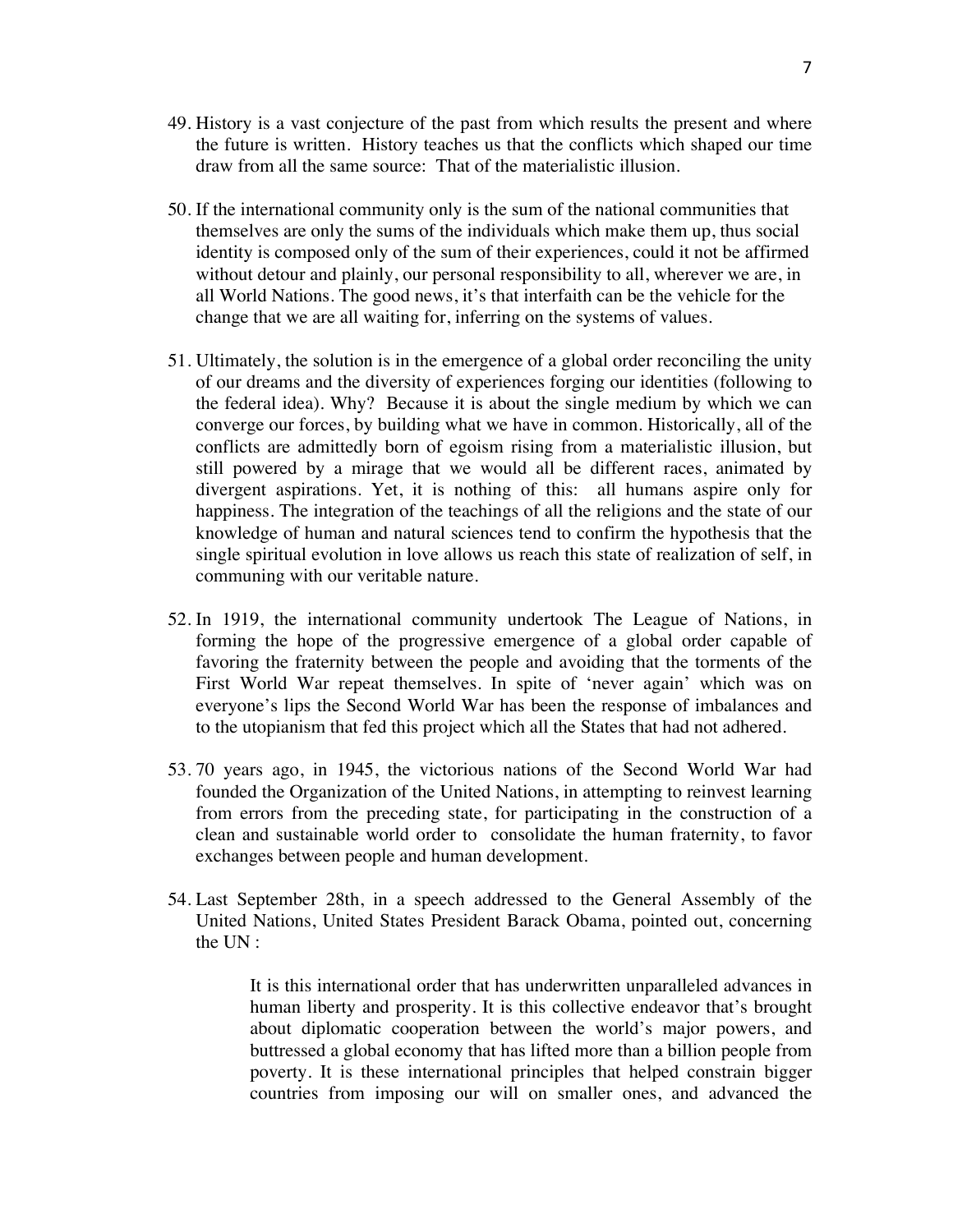49. History is a vast conjecture of the past from which results the present and where the future is written. History teaches us that the conflicts which shaped our time draw from all the same source: That of the materialistic illusion.

50. If the international community only is the sum of the national communities that themselves are only the sums of the individuals which make them up, thus social identity is composed only of the sum of their experiences, could it not be affirmed without detour and plainly, our personal responsibility to all, wherever we are, in all World Nations. The good news, it's that interfaith can be the vehicle for the change that we are all waiting for, inferring on the systems of values.

51. Ultimately, the solution is in the emergence of a global order reconciling the unity of our dreams and the diversity of experiences forging our identities (following to the federal idea). Why? Because it is about the single medium by which we can converge our forces, by building what we have in common. Historically, all of the conflicts are admittedly born of egoism rising from a materialistic illusion, but still powered by a mirage that we would all be different races, animated by divergent aspirations. Yet, it is nothing of this: all humans aspire only for happiness. The integration of the teachings of all the religions and the state of our knowledge of human and natural sciences tend to confirm the hypothesis that the single spiritual evolution in love allows us reach this state of realization of self, in communing with our veritable nature.

52. In 1919, the international community undertook The League of Nations, in forming the hope of the progressive emergence of a global order capable of favoring the fraternity between the people and avoiding that the torments of the First World War repeat themselves. In spite of 'never again' which was on everyone's lips the Second World War has been the response of imbalances and to the utopianism that fed this project which all the States that had not adhered.

53. 70 years ago, in 1945, the victorious nations of the Second World War had founded the Organization of the United Nations, in attempting to reinvest learning from errors from the preceding state, for participating in the construction of a clean and sustainable world order to consolidate the human fraternity, to favor exchanges between people and human development.

54. Last September 28th, in a speech addressed to the General Assembly of the United Nations, United States President Barack Obama, pointed out, concerning the UN :

> It is this international order that has underwritten unparalleled advances in human liberty and prosperity. It is this collective endeavor that's brought about diplomatic cooperation between the world's major powers, and buttressed a global economy that has lifted more than a billion people from poverty. It is these international principles that helped constrain bigger countries from imposing our will on smaller ones, and advanced the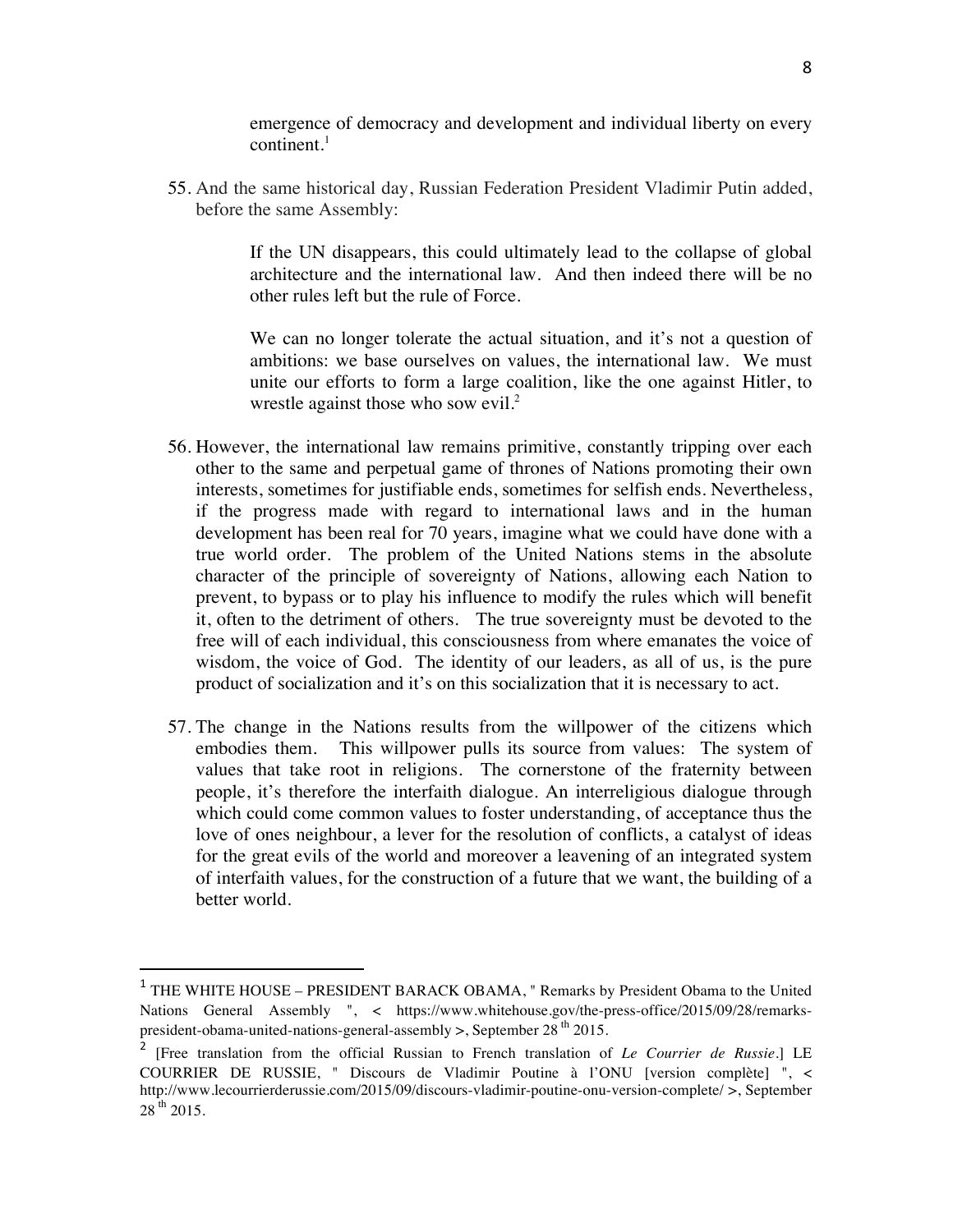> emergence of democracy and development and individual liberty on every continent.[1]

55. And the same historical day, Russian Federation President Vladimir Putin added, before the same Assembly:

> If the UN disappears, this could ultimately lead to the collapse of global architecture and the international law. And then indeed there will be no other rules left but the rule of Force.
>
> We can no longer tolerate the actual situation, and it's not a question of ambitions: we base ourselves on values, the international law. We must unite our efforts to form a large coalition, like the one against Hitler, to wrestle against those who sow evil.[2]

56. However, the international law remains primitive, constantly tripping over each other to the same and perpetual game of thrones of Nations promoting their own interests, sometimes for justifiable ends, sometimes for selfish ends. Nevertheless, if the progress made with regard to international laws and in the human development has been real for 70 years, imagine what we could have done with a true world order. The problem of the United Nations stems in the absolute character of the principle of sovereignty of Nations, allowing each Nation to prevent, to bypass or to play his influence to modify the rules which will benefit it, often to the detriment of others. The true sovereignty must be devoted to the free will of each individual, this consciousness from where emanates the voice of wisdom, the voice of God. The identity of our leaders, as all of us, is the pure product of socialization and it's on this socialization that it is necessary to act.

57. The change in the Nations results from the willpower of the citizens which embodies them. This willpower pulls its source from values: The system of values that take root in religions. The cornerstone of the fraternity between people, it's therefore the interfaith dialogue. An interreligious dialogue through which could come common values to foster understanding, of acceptance thus the love of ones neighbour, a lever for the resolution of conflicts, a catalyst of ideas for the great evils of the world and moreover a leavening of an integrated system of interfaith values, for the construction of a future that we want, the building of a better world.

---

[1] THE WHITE HOUSE – PRESIDENT BARACK OBAMA, " Remarks by President Obama to the United Nations General Assembly ", < https://www.whitehouse.gov/the-press-office/2015/09/28/remarks-president-obama-united-nations-general-assembly >, September 28th 2015.

[2] [Free translation from the official Russian to French translation of *Le Courrier de Russie*.] LE COURRIER DE RUSSIE, " Discours de Vladimir Poutine à l'ONU [version complète] ", < http://www.lecourrierderussie.com/2015/09/discours-vladimir-poutine-onu-version-complete/ >, September 28th 2015.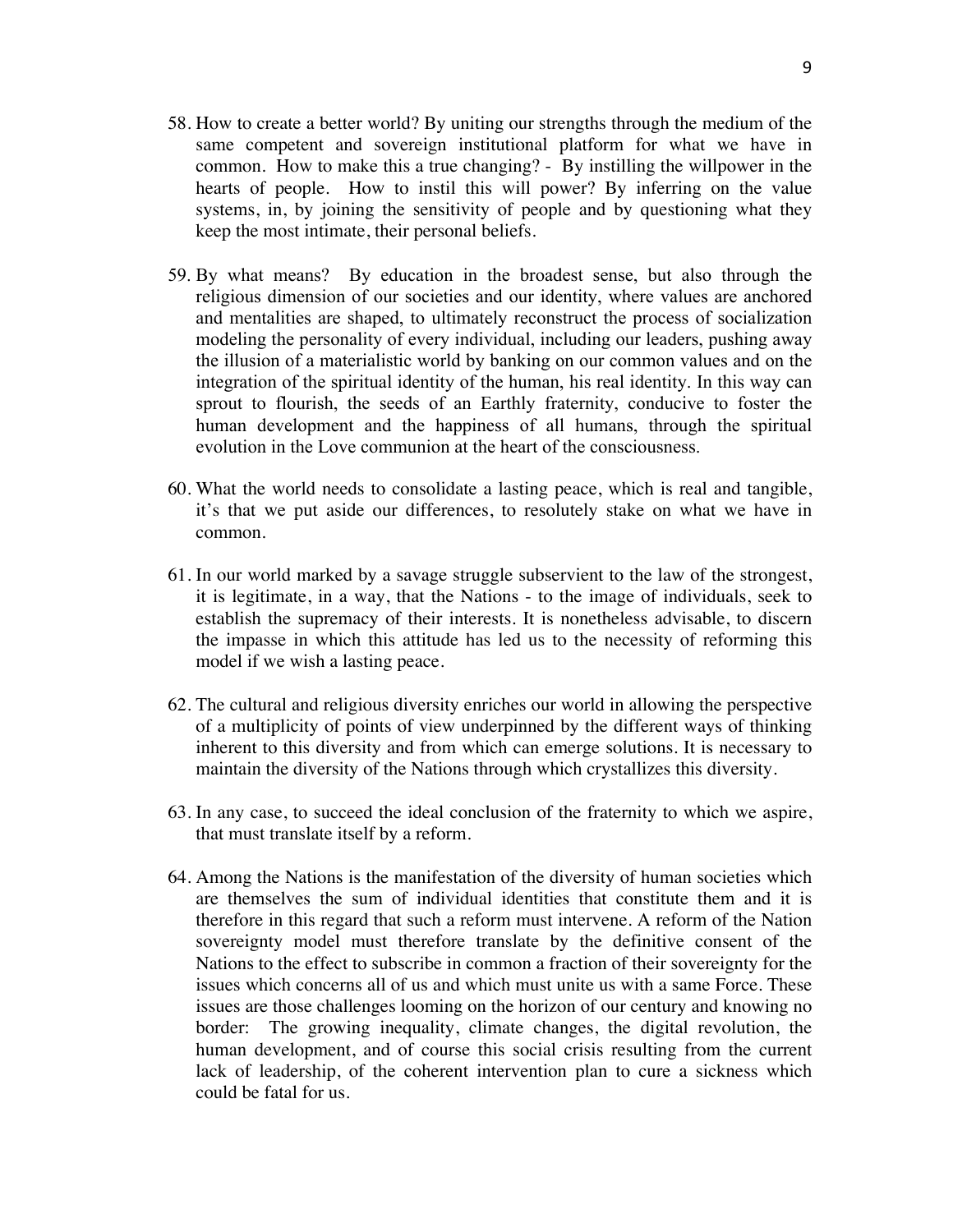58. How to create a better world? By uniting our strengths through the medium of the same competent and sovereign institutional platform for what we have in common. How to make this a true changing? - By instilling the willpower in the hearts of people. How to instil this will power? By inferring on the value systems, in, by joining the sensitivity of people and by questioning what they keep the most intimate, their personal beliefs.

59. By what means? By education in the broadest sense, but also through the religious dimension of our societies and our identity, where values are anchored and mentalities are shaped, to ultimately reconstruct the process of socialization modeling the personality of every individual, including our leaders, pushing away the illusion of a materialistic world by banking on our common values and on the integration of the spiritual identity of the human, his real identity. In this way can sprout to flourish, the seeds of an Earthly fraternity, conducive to foster the human development and the happiness of all humans, through the spiritual evolution in the Love communion at the heart of the consciousness.

60. What the world needs to consolidate a lasting peace, which is real and tangible, it's that we put aside our differences, to resolutely stake on what we have in common.

61. In our world marked by a savage struggle subservient to the law of the strongest, it is legitimate, in a way, that the Nations - to the image of individuals, seek to establish the supremacy of their interests. It is nonetheless advisable, to discern the impasse in which this attitude has led us to the necessity of reforming this model if we wish a lasting peace.

62. The cultural and religious diversity enriches our world in allowing the perspective of a multiplicity of points of view underpinned by the different ways of thinking inherent to this diversity and from which can emerge solutions. It is necessary to maintain the diversity of the Nations through which crystallizes this diversity.

63. In any case, to succeed the ideal conclusion of the fraternity to which we aspire, that must translate itself by a reform.

64. Among the Nations is the manifestation of the diversity of human societies which are themselves the sum of individual identities that constitute them and it is therefore in this regard that such a reform must intervene. A reform of the Nation sovereignty model must therefore translate by the definitive consent of the Nations to the effect to subscribe in common a fraction of their sovereignty for the issues which concerns all of us and which must unite us with a same Force. These issues are those challenges looming on the horizon of our century and knowing no border: The growing inequality, climate changes, the digital revolution, the human development, and of course this social crisis resulting from the current lack of leadership, of the coherent intervention plan to cure a sickness which could be fatal for us.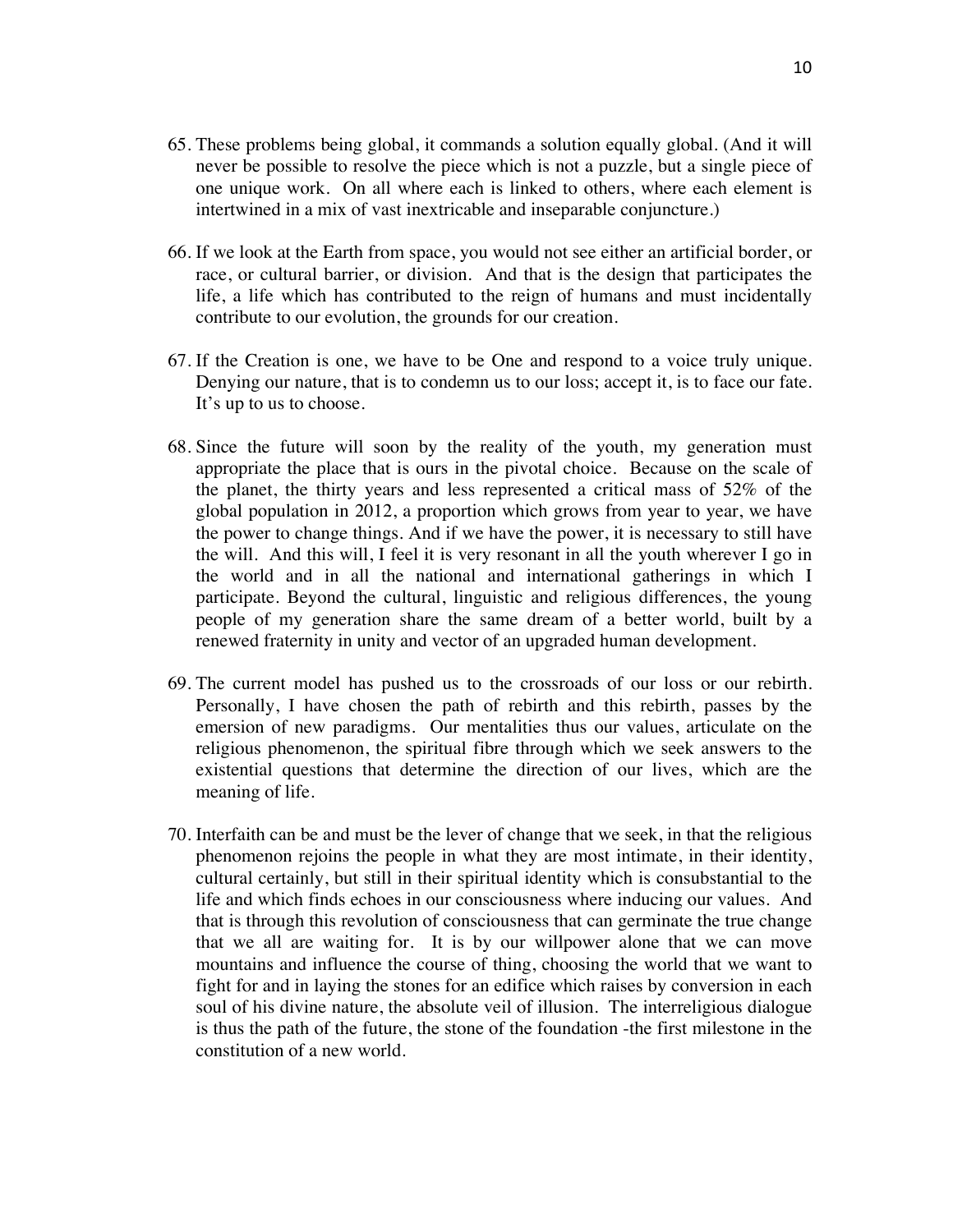65. These problems being global, it commands a solution equally global. (And it will never be possible to resolve the piece which is not a puzzle, but a single piece of one unique work. On all where each is linked to others, where each element is intertwined in a mix of vast inextricable and inseparable conjuncture.)

66. If we look at the Earth from space, you would not see either an artificial border, or race, or cultural barrier, or division. And that is the design that participates the life, a life which has contributed to the reign of humans and must incidentally contribute to our evolution, the grounds for our creation.

67. If the Creation is one, we have to be One and respond to a voice truly unique. Denying our nature, that is to condemn us to our loss; accept it, is to face our fate. It's up to us to choose.

68. Since the future will soon by the reality of the youth, my generation must appropriate the place that is ours in the pivotal choice. Because on the scale of the planet, the thirty years and less represented a critical mass of 52% of the global population in 2012, a proportion which grows from year to year, we have the power to change things. And if we have the power, it is necessary to still have the will. And this will, I feel it is very resonant in all the youth wherever I go in the world and in all the national and international gatherings in which I participate. Beyond the cultural, linguistic and religious differences, the young people of my generation share the same dream of a better world, built by a renewed fraternity in unity and vector of an upgraded human development.

69. The current model has pushed us to the crossroads of our loss or our rebirth. Personally, I have chosen the path of rebirth and this rebirth, passes by the emersion of new paradigms. Our mentalities thus our values, articulate on the religious phenomenon, the spiritual fibre through which we seek answers to the existential questions that determine the direction of our lives, which are the meaning of life.

70. Interfaith can be and must be the lever of change that we seek, in that the religious phenomenon rejoins the people in what they are most intimate, in their identity, cultural certainly, but still in their spiritual identity which is consubstantial to the life and which finds echoes in our consciousness where inducing our values. And that is through this revolution of consciousness that can germinate the true change that we all are waiting for. It is by our willpower alone that we can move mountains and influence the course of thing, choosing the world that we want to fight for and in laying the stones for an edifice which raises by conversion in each soul of his divine nature, the absolute veil of illusion. The interreligious dialogue is thus the path of the future, the stone of the foundation -the first milestone in the constitution of a new world.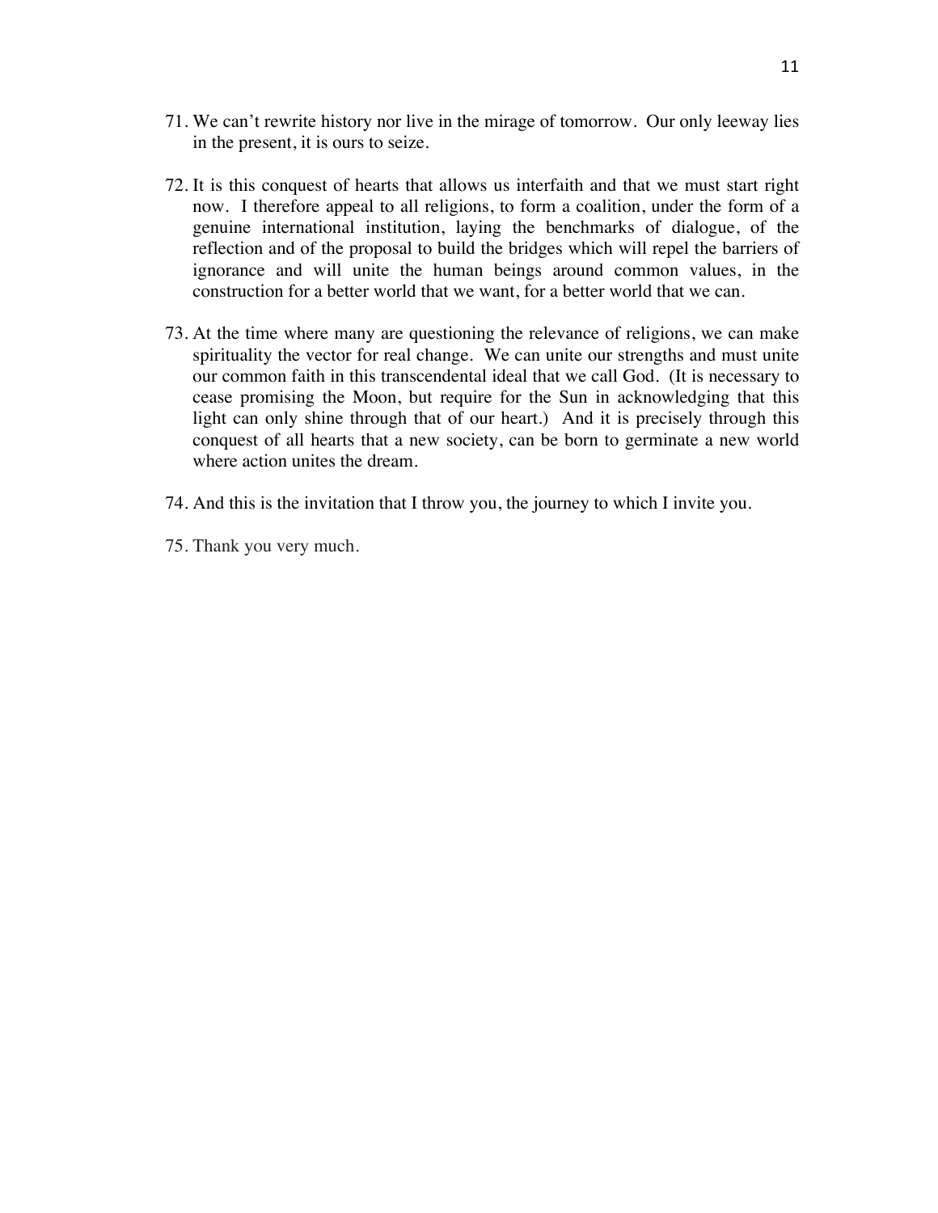71. We can't rewrite history nor live in the mirage of tomorrow. Our only leeway lies in the present, it is ours to seize.

72. It is this conquest of hearts that allows us interfaith and that we must start right now. I therefore appeal to all religions, to form a coalition, under the form of a genuine international institution, laying the benchmarks of dialogue, of the reflection and of the proposal to build the bridges which will repel the barriers of ignorance and will unite the human beings around common values, in the construction for a better world that we want, for a better world that we can.

73. At the time where many are questioning the relevance of religions, we can make spirituality the vector for real change. We can unite our strengths and must unite our common faith in this transcendental ideal that we call God. (It is necessary to cease promising the Moon, but require for the Sun in acknowledging that this light can only shine through that of our heart.) And it is precisely through this conquest of all hearts that a new society, can be born to germinate a new world where action unites the dream.

74. And this is the invitation that I throw you, the journey to which I invite you.

75. Thank you very much.